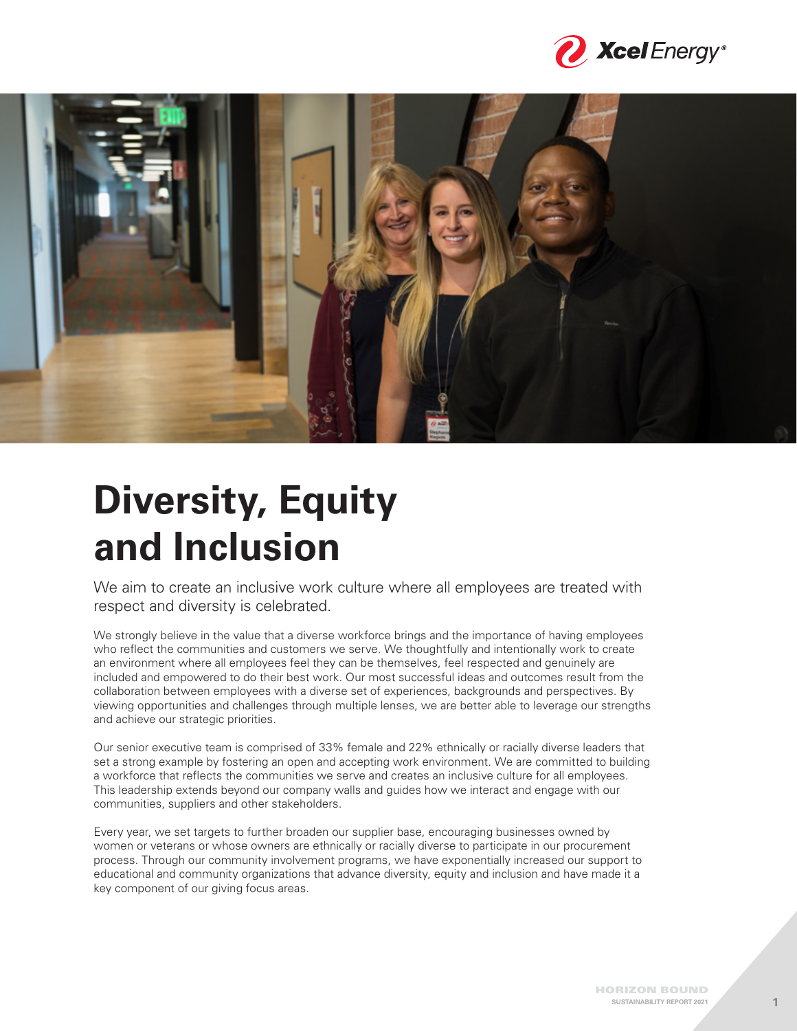# Diversity, Equity and Inclusion

We aim to create an inclusive work culture where all employees are treated with respect and diversity is celebrated.

We strongly believe in the value that a diverse workforce brings and the importance of having employees who reflect the communities and customers we serve. We thoughtfully and intentionally work to create an environment where all employees feel they can be themselves, feel respected and genuinely are included and empowered to do their best work. Our most successful ideas and outcomes result from the collaboration between employees with a diverse set of experiences, backgrounds and perspectives. By viewing opportunities and challenges through multiple lenses, we are better able to leverage our strengths and achieve our strategic priorities.

Our senior executive team is comprised of 33% female and 22% ethnically or racially diverse leaders that set a strong example by fostering an open and accepting work environment. We are committed to building a workforce that reflects the communities we serve and creates an inclusive culture for all employees. This leadership extends beyond our company walls and guides how we interact and engage with our communities, suppliers and other stakeholders.

Every year, we set targets to further broaden our supplier base, encouraging businesses owned by women or veterans or whose owners are ethnically or racially diverse to participate in our procurement process. Through our community involvement programs, we have exponentially increased our support to educational and community organizations that advance diversity, equity and inclusion and have made it a key component of our giving focus areas.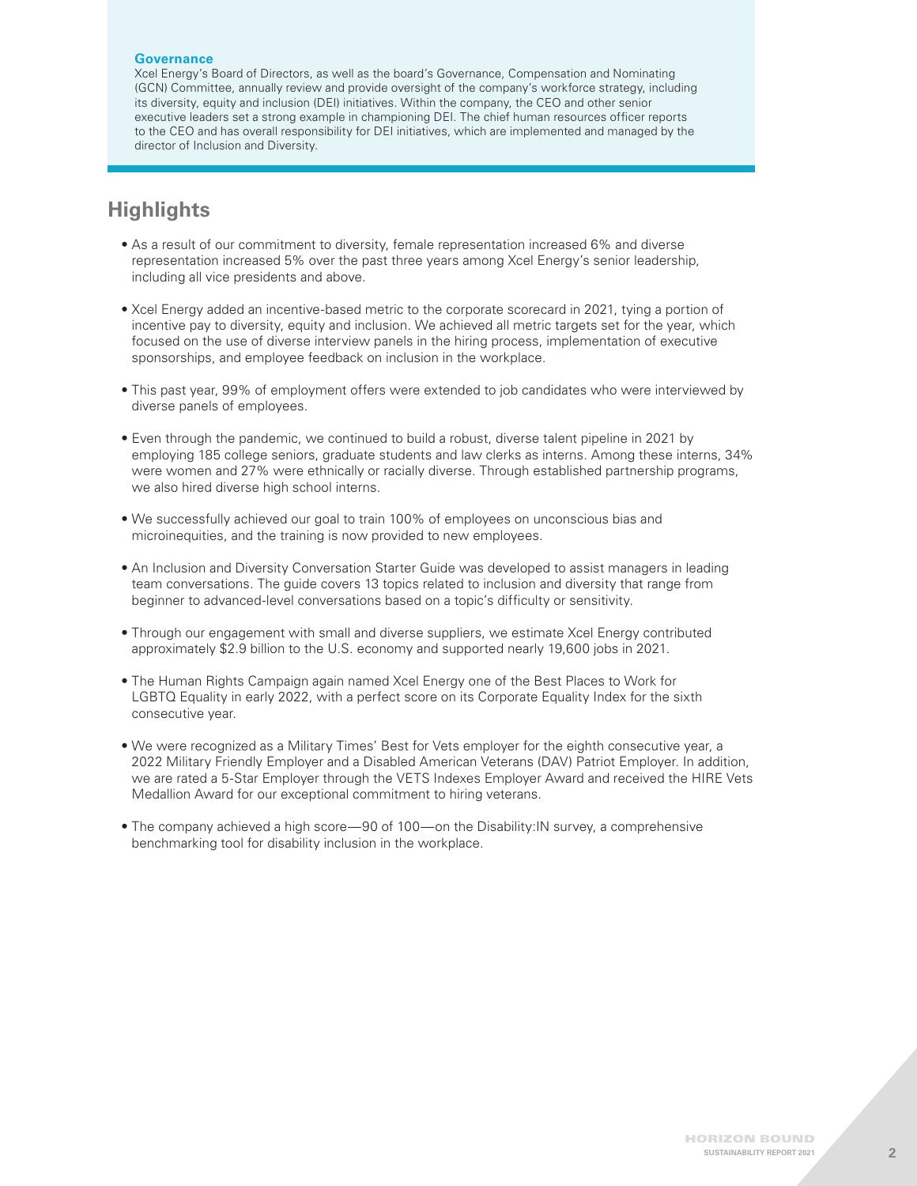**Governance**

Xcel Energy's Board of Directors, as well as the board's Governance, Compensation and Nominating (GCN) Committee, annually review and provide oversight of the company's workforce strategy, including its diversity, equity and inclusion (DEI) initiatives. Within the company, the CEO and other senior executive leaders set a strong example in championing DEI. The chief human resources officer reports to the CEO and has overall responsibility for DEI initiatives, which are implemented and managed by the director of Inclusion and Diversity.

## Highlights

- As a result of our commitment to diversity, female representation increased 6% and diverse representation increased 5% over the past three years among Xcel Energy's senior leadership, including all vice presidents and above.
- Xcel Energy added an incentive-based metric to the corporate scorecard in 2021, tying a portion of incentive pay to diversity, equity and inclusion. We achieved all metric targets set for the year, which focused on the use of diverse interview panels in the hiring process, implementation of executive sponsorships, and employee feedback on inclusion in the workplace.
- This past year, 99% of employment offers were extended to job candidates who were interviewed by diverse panels of employees.
- Even through the pandemic, we continued to build a robust, diverse talent pipeline in 2021 by employing 185 college seniors, graduate students and law clerks as interns. Among these interns, 34% were women and 27% were ethnically or racially diverse. Through established partnership programs, we also hired diverse high school interns.
- We successfully achieved our goal to train 100% of employees on unconscious bias and microinequities, and the training is now provided to new employees.
- An Inclusion and Diversity Conversation Starter Guide was developed to assist managers in leading team conversations. The guide covers 13 topics related to inclusion and diversity that range from beginner to advanced-level conversations based on a topic's difficulty or sensitivity.
- Through our engagement with small and diverse suppliers, we estimate Xcel Energy contributed approximately $2.9 billion to the U.S. economy and supported nearly 19,600 jobs in 2021.
- The Human Rights Campaign again named Xcel Energy one of the Best Places to Work for LGBTQ Equality in early 2022, with a perfect score on its Corporate Equality Index for the sixth consecutive year.
- We were recognized as a Military Times' Best for Vets employer for the eighth consecutive year, a 2022 Military Friendly Employer and a Disabled American Veterans (DAV) Patriot Employer. In addition, we are rated a 5-Star Employer through the VETS Indexes Employer Award and received the HIRE Vets Medallion Award for our exceptional commitment to hiring veterans.
- The company achieved a high score—90 of 100—on the Disability:IN survey, a comprehensive benchmarking tool for disability inclusion in the workplace.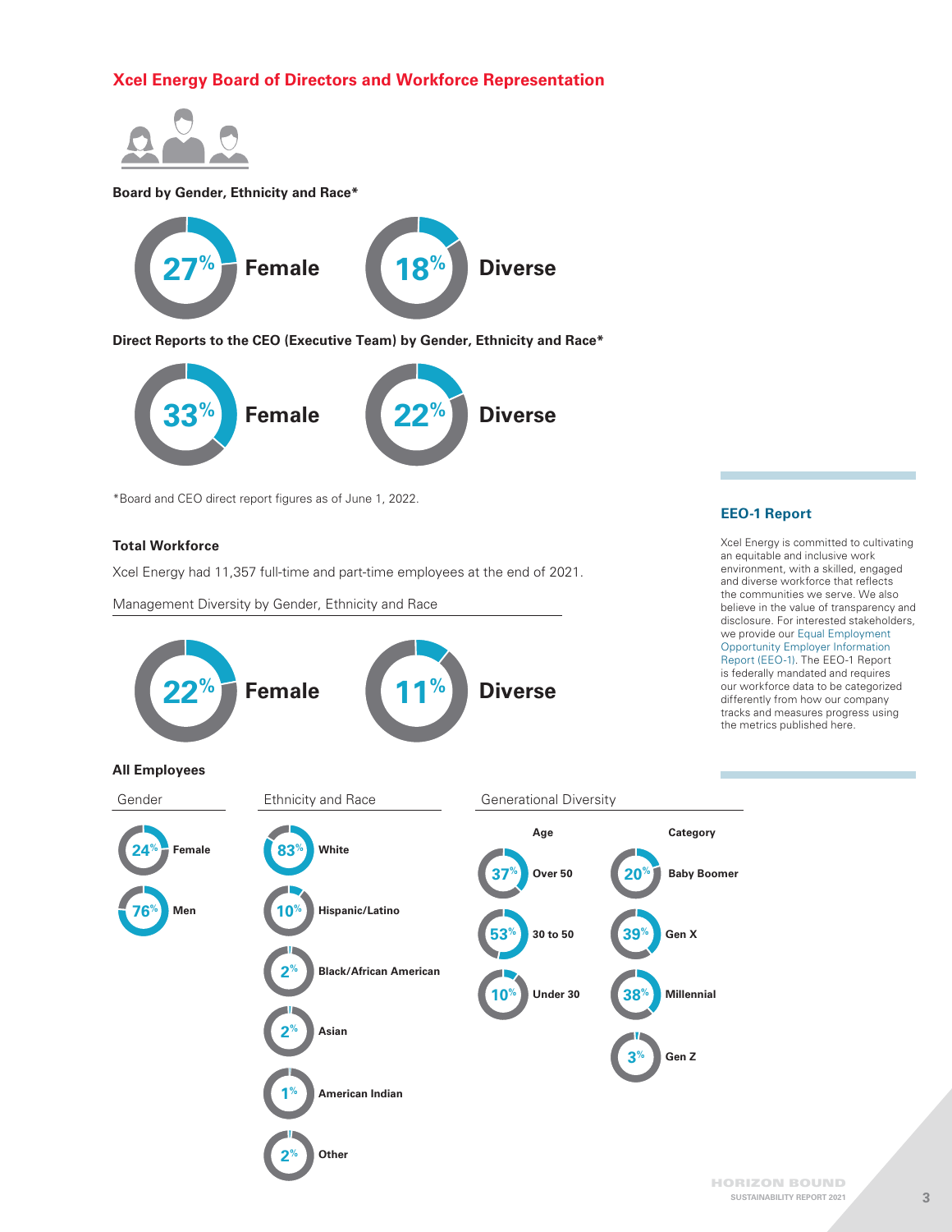## Xcel Energy Board of Directors and Workforce Representation

**Board by Gender, Ethnicity and Race***

27% Female

18% Diverse

**Direct Reports to the CEO (Executive Team) by Gender, Ethnicity and Race***

33% Female

22% Diverse

*Board and CEO direct report figures as of June 1, 2022.

### Total Workforce

Xcel Energy had 11,357 full-time and part-time employees at the end of 2021.

Management Diversity by Gender, Ethnicity and Race

22% Female

11% Diverse

### All Employees

**Gender**

- 24% Female
- 76% Men

**Ethnicity and Race**

- 83% White
- 10% Hispanic/Latino
- 2% Black/African American
- 2% Asian
- 1% American Indian
- 2% Other

**Generational Diversity**

| Age | | Category | |
|---|---|---|---|
| 37% | Over 50 | 20% | Baby Boomer |
| 53% | 30 to 50 | 39% | Gen X |
| 10% | Under 30 | 38% | Millennial |
| | | 3% | Gen Z |

### EEO-1 Report

Xcel Energy is committed to cultivating an equitable and inclusive work environment, with a skilled, engaged and diverse workforce that reflects the communities we serve. We also believe in the value of transparency and disclosure. For interested stakeholders, we provide our Equal Employment Opportunity Employer Information Report (EEO-1). The EEO-1 Report is federally mandated and requires our workforce data to be categorized differently from how our company tracks and measures progress using the metrics published here.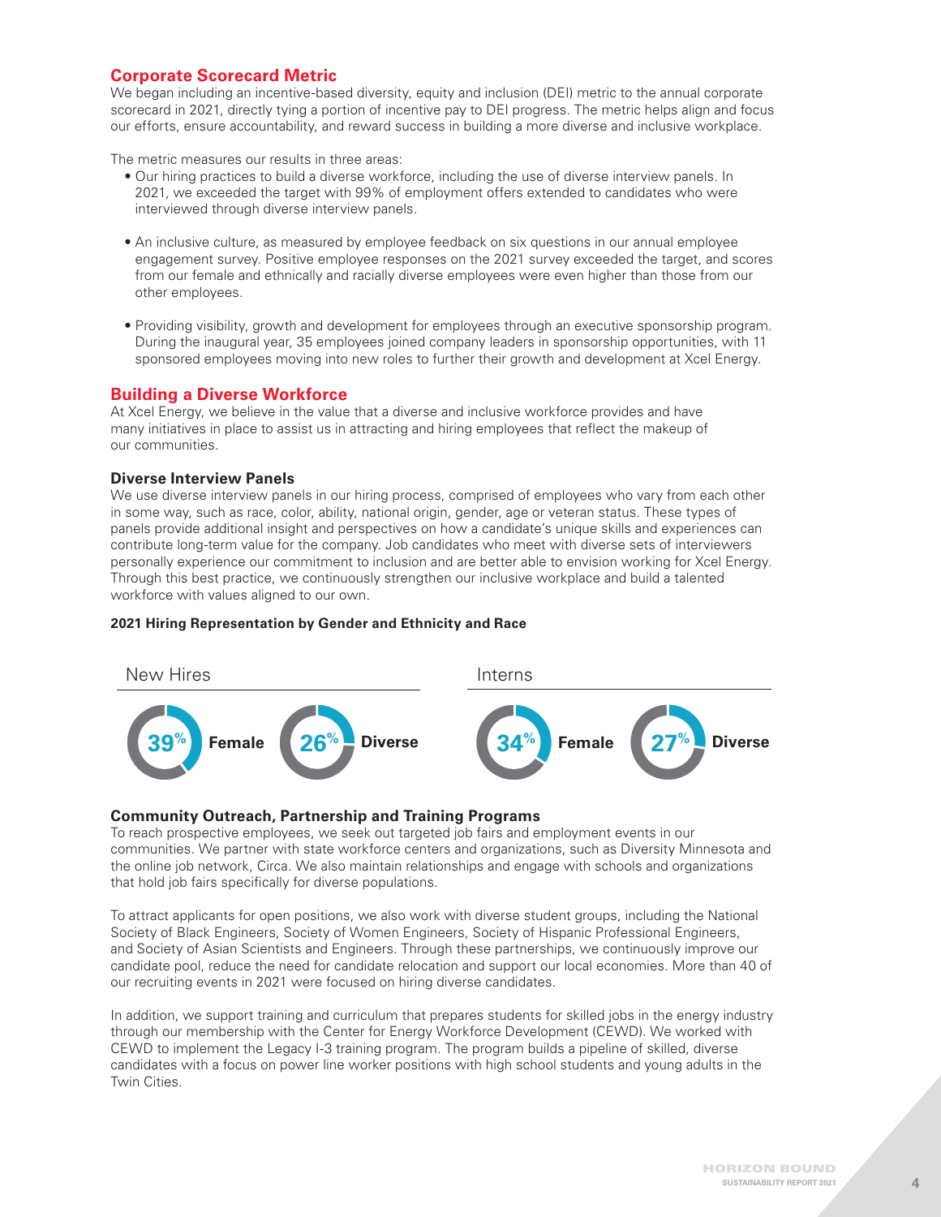## Corporate Scorecard Metric

We began including an incentive-based diversity, equity and inclusion (DEI) metric to the annual corporate scorecard in 2021, directly tying a portion of incentive pay to DEI progress. The metric helps align and focus our efforts, ensure accountability, and reward success in building a more diverse and inclusive workplace.

The metric measures our results in three areas:

- Our hiring practices to build a diverse workforce, including the use of diverse interview panels. In 2021, we exceeded the target with 99% of employment offers extended to candidates who were interviewed through diverse interview panels.
- An inclusive culture, as measured by employee feedback on six questions in our annual employee engagement survey. Positive employee responses on the 2021 survey exceeded the target, and scores from our female and ethnically and racially diverse employees were even higher than those from our other employees.
- Providing visibility, growth and development for employees through an executive sponsorship program. During the inaugural year, 35 employees joined company leaders in sponsorship opportunities, with 11 sponsored employees moving into new roles to further their growth and development at Xcel Energy.

## Building a Diverse Workforce

At Xcel Energy, we believe in the value that a diverse and inclusive workforce provides and have many initiatives in place to assist us in attracting and hiring employees that reflect the makeup of our communities.

### Diverse Interview Panels

We use diverse interview panels in our hiring process, comprised of employees who vary from each other in some way, such as race, color, ability, national origin, gender, age or veteran status. These types of panels provide additional insight and perspectives on how a candidate's unique skills and experiences can contribute long-term value for the company. Job candidates who meet with diverse sets of interviewers personally experience our commitment to inclusion and are better able to envision working for Xcel Energy. Through this best practice, we continuously strengthen our inclusive workplace and build a talented workforce with values aligned to our own.

**2021 Hiring Representation by Gender and Ethnicity and Race**

| | Female | Diverse |
|---|---|---|
| New Hires | 39% | 26% |
| Interns | 34% | 27% |

### Community Outreach, Partnership and Training Programs

To reach prospective employees, we seek out targeted job fairs and employment events in our communities. We partner with state workforce centers and organizations, such as Diversity Minnesota and the online job network, Circa. We also maintain relationships and engage with schools and organizations that hold job fairs specifically for diverse populations.

To attract applicants for open positions, we also work with diverse student groups, including the National Society of Black Engineers, Society of Women Engineers, Society of Hispanic Professional Engineers, and Society of Asian Scientists and Engineers. Through these partnerships, we continuously improve our candidate pool, reduce the need for candidate relocation and support our local economies. More than 40 of our recruiting events in 2021 were focused on hiring diverse candidates.

In addition, we support training and curriculum that prepares students for skilled jobs in the energy industry through our membership with the Center for Energy Workforce Development (CEWD). We worked with CEWD to implement the Legacy I-3 training program. The program builds a pipeline of skilled, diverse candidates with a focus on power line worker positions with high school students and young adults in the Twin Cities.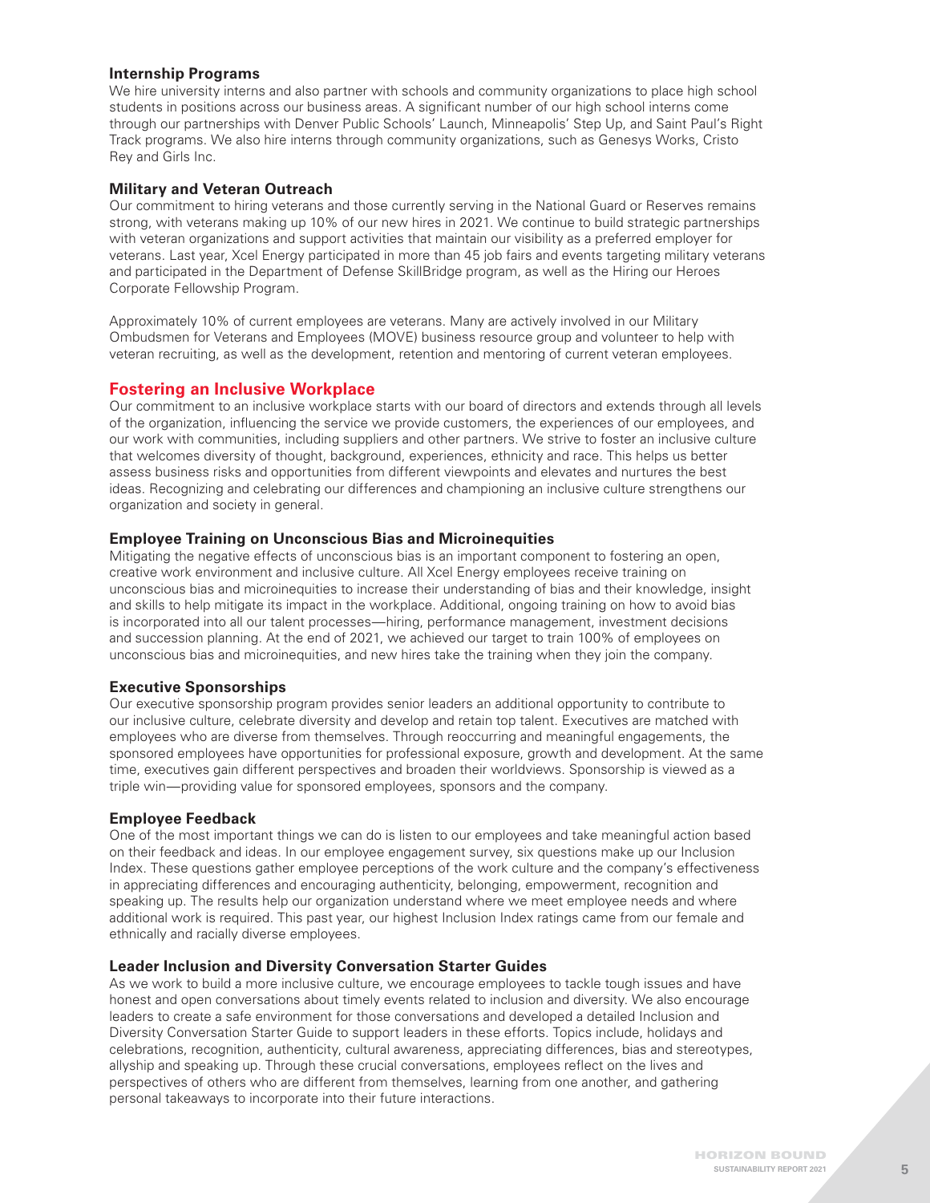### Internship Programs

We hire university interns and also partner with schools and community organizations to place high school students in positions across our business areas. A significant number of our high school interns come through our partnerships with Denver Public Schools' Launch, Minneapolis' Step Up, and Saint Paul's Right Track programs. We also hire interns through community organizations, such as Genesys Works, Cristo Rey and Girls Inc.

### Military and Veteran Outreach

Our commitment to hiring veterans and those currently serving in the National Guard or Reserves remains strong, with veterans making up 10% of our new hires in 2021. We continue to build strategic partnerships with veteran organizations and support activities that maintain our visibility as a preferred employer for veterans. Last year, Xcel Energy participated in more than 45 job fairs and events targeting military veterans and participated in the Department of Defense SkillBridge program, as well as the Hiring our Heroes Corporate Fellowship Program.

Approximately 10% of current employees are veterans. Many are actively involved in our Military Ombudsmen for Veterans and Employees (MOVE) business resource group and volunteer to help with veteran recruiting, as well as the development, retention and mentoring of current veteran employees.

## Fostering an Inclusive Workplace

Our commitment to an inclusive workplace starts with our board of directors and extends through all levels of the organization, influencing the service we provide customers, the experiences of our employees, and our work with communities, including suppliers and other partners. We strive to foster an inclusive culture that welcomes diversity of thought, background, experiences, ethnicity and race. This helps us better assess business risks and opportunities from different viewpoints and elevates and nurtures the best ideas. Recognizing and celebrating our differences and championing an inclusive culture strengthens our organization and society in general.

### Employee Training on Unconscious Bias and Microinequities

Mitigating the negative effects of unconscious bias is an important component to fostering an open, creative work environment and inclusive culture. All Xcel Energy employees receive training on unconscious bias and microinequities to increase their understanding of bias and their knowledge, insight and skills to help mitigate its impact in the workplace. Additional, ongoing training on how to avoid bias is incorporated into all our talent processes—hiring, performance management, investment decisions and succession planning. At the end of 2021, we achieved our target to train 100% of employees on unconscious bias and microinequities, and new hires take the training when they join the company.

### Executive Sponsorships

Our executive sponsorship program provides senior leaders an additional opportunity to contribute to our inclusive culture, celebrate diversity and develop and retain top talent. Executives are matched with employees who are diverse from themselves. Through reoccurring and meaningful engagements, the sponsored employees have opportunities for professional exposure, growth and development. At the same time, executives gain different perspectives and broaden their worldviews. Sponsorship is viewed as a triple win—providing value for sponsored employees, sponsors and the company.

### Employee Feedback

One of the most important things we can do is listen to our employees and take meaningful action based on their feedback and ideas. In our employee engagement survey, six questions make up our Inclusion Index. These questions gather employee perceptions of the work culture and the company's effectiveness in appreciating differences and encouraging authenticity, belonging, empowerment, recognition and speaking up. The results help our organization understand where we meet employee needs and where additional work is required. This past year, our highest Inclusion Index ratings came from our female and ethnically and racially diverse employees.

### Leader Inclusion and Diversity Conversation Starter Guides

As we work to build a more inclusive culture, we encourage employees to tackle tough issues and have honest and open conversations about timely events related to inclusion and diversity. We also encourage leaders to create a safe environment for those conversations and developed a detailed Inclusion and Diversity Conversation Starter Guide to support leaders in these efforts. Topics include, holidays and celebrations, recognition, authenticity, cultural awareness, appreciating differences, bias and stereotypes, allyship and speaking up. Through these crucial conversations, employees reflect on the lives and perspectives of others who are different from themselves, learning from one another, and gathering personal takeaways to incorporate into their future interactions.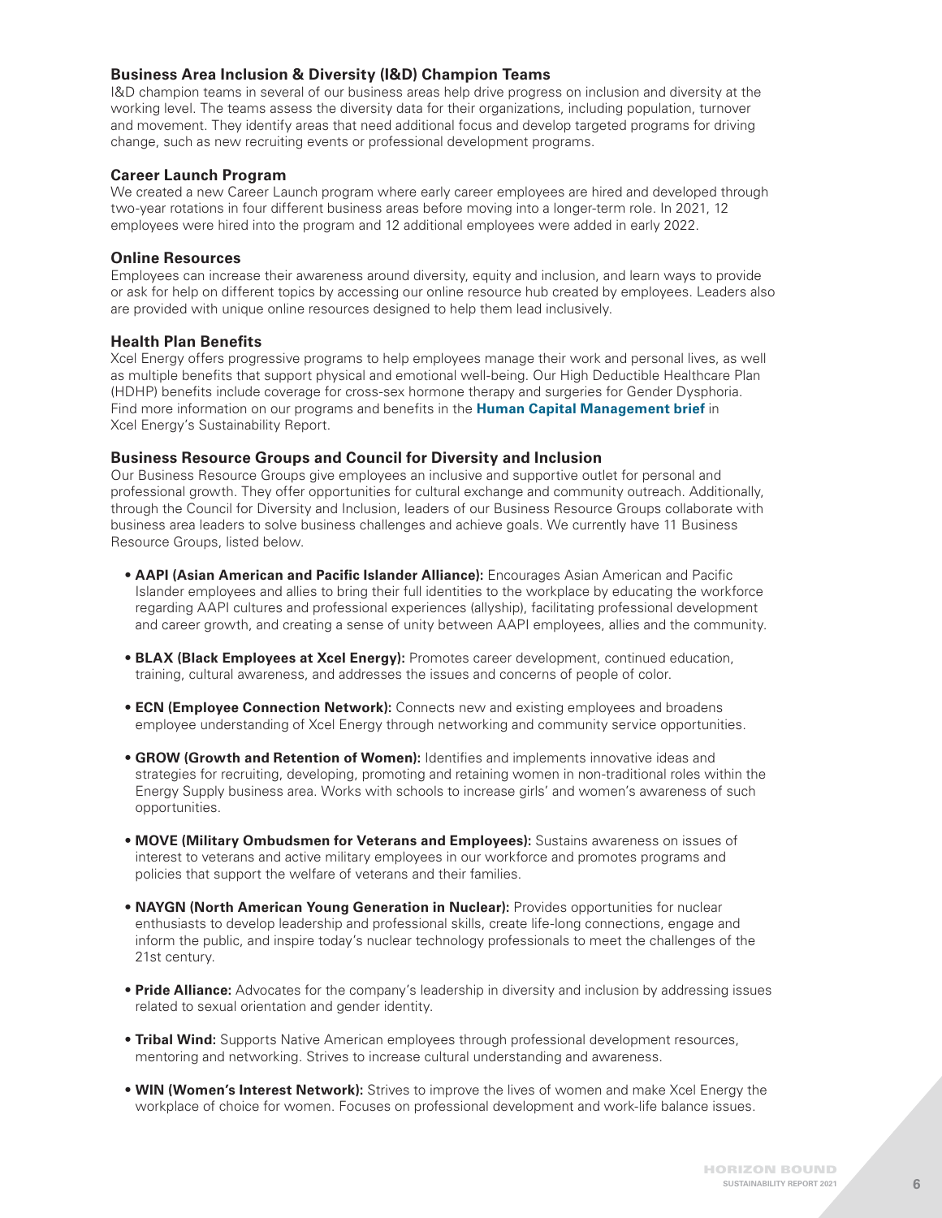### Business Area Inclusion & Diversity (I&D) Champion Teams

I&D champion teams in several of our business areas help drive progress on inclusion and diversity at the working level. The teams assess the diversity data for their organizations, including population, turnover and movement. They identify areas that need additional focus and develop targeted programs for driving change, such as new recruiting events or professional development programs.

### Career Launch Program

We created a new Career Launch program where early career employees are hired and developed through two-year rotations in four different business areas before moving into a longer-term role. In 2021, 12 employees were hired into the program and 12 additional employees were added in early 2022.

### Online Resources

Employees can increase their awareness around diversity, equity and inclusion, and learn ways to provide or ask for help on different topics by accessing our online resource hub created by employees. Leaders also are provided with unique online resources designed to help them lead inclusively.

### Health Plan Benefits

Xcel Energy offers progressive programs to help employees manage their work and personal lives, as well as multiple benefits that support physical and emotional well-being. Our High Deductible Healthcare Plan (HDHP) benefits include coverage for cross-sex hormone therapy and surgeries for Gender Dysphoria. Find more information on our programs and benefits in the **Human Capital Management brief** in Xcel Energy's Sustainability Report.

### Business Resource Groups and Council for Diversity and Inclusion

Our Business Resource Groups give employees an inclusive and supportive outlet for personal and professional growth. They offer opportunities for cultural exchange and community outreach. Additionally, through the Council for Diversity and Inclusion, leaders of our Business Resource Groups collaborate with business area leaders to solve business challenges and achieve goals. We currently have 11 Business Resource Groups, listed below.

- **AAPI (Asian American and Pacific Islander Alliance):** Encourages Asian American and Pacific Islander employees and allies to bring their full identities to the workplace by educating the workforce regarding AAPI cultures and professional experiences (allyship), facilitating professional development and career growth, and creating a sense of unity between AAPI employees, allies and the community.
- **BLAX (Black Employees at Xcel Energy):** Promotes career development, continued education, training, cultural awareness, and addresses the issues and concerns of people of color.
- **ECN (Employee Connection Network):** Connects new and existing employees and broadens employee understanding of Xcel Energy through networking and community service opportunities.
- **GROW (Growth and Retention of Women):** Identifies and implements innovative ideas and strategies for recruiting, developing, promoting and retaining women in non-traditional roles within the Energy Supply business area. Works with schools to increase girls' and women's awareness of such opportunities.
- **MOVE (Military Ombudsmen for Veterans and Employees):** Sustains awareness on issues of interest to veterans and active military employees in our workforce and promotes programs and policies that support the welfare of veterans and their families.
- **NAYGN (North American Young Generation in Nuclear):** Provides opportunities for nuclear enthusiasts to develop leadership and professional skills, create life-long connections, engage and inform the public, and inspire today's nuclear technology professionals to meet the challenges of the 21st century.
- **Pride Alliance:** Advocates for the company's leadership in diversity and inclusion by addressing issues related to sexual orientation and gender identity.
- **Tribal Wind:** Supports Native American employees through professional development resources, mentoring and networking. Strives to increase cultural understanding and awareness.
- **WIN (Women's Interest Network):** Strives to improve the lives of women and make Xcel Energy the workplace of choice for women. Focuses on professional development and work-life balance issues.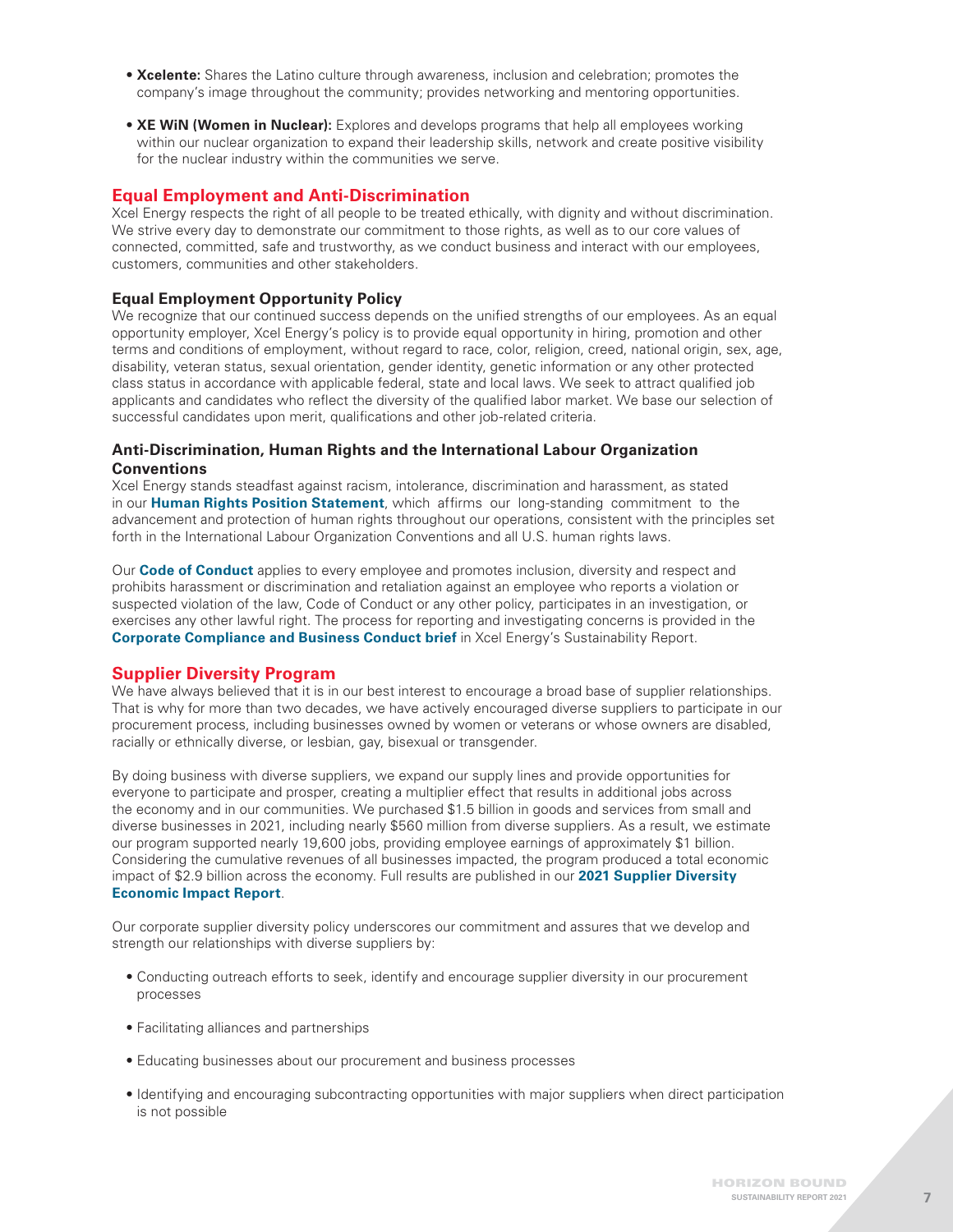- **Xcelente:** Shares the Latino culture through awareness, inclusion and celebration; promotes the company's image throughout the community; provides networking and mentoring opportunities.

- **XE WiN (Women in Nuclear):** Explores and develops programs that help all employees working within our nuclear organization to expand their leadership skills, network and create positive visibility for the nuclear industry within the communities we serve.

## Equal Employment and Anti-Discrimination

Xcel Energy respects the right of all people to be treated ethically, with dignity and without discrimination. We strive every day to demonstrate our commitment to those rights, as well as to our core values of connected, committed, safe and trustworthy, as we conduct business and interact with our employees, customers, communities and other stakeholders.

### Equal Employment Opportunity Policy

We recognize that our continued success depends on the unified strengths of our employees. As an equal opportunity employer, Xcel Energy's policy is to provide equal opportunity in hiring, promotion and other terms and conditions of employment, without regard to race, color, religion, creed, national origin, sex, age, disability, veteran status, sexual orientation, gender identity, genetic information or any other protected class status in accordance with applicable federal, state and local laws. We seek to attract qualified job applicants and candidates who reflect the diversity of the qualified labor market. We base our selection of successful candidates upon merit, qualifications and other job-related criteria.

### Anti-Discrimination, Human Rights and the International Labour Organization Conventions

Xcel Energy stands steadfast against racism, intolerance, discrimination and harassment, as stated in our **Human Rights Position Statement**, which affirms our long-standing commitment to the advancement and protection of human rights throughout our operations, consistent with the principles set forth in the International Labour Organization Conventions and all U.S. human rights laws.

Our **Code of Conduct** applies to every employee and promotes inclusion, diversity and respect and prohibits harassment or discrimination and retaliation against an employee who reports a violation or suspected violation of the law, Code of Conduct or any other policy, participates in an investigation, or exercises any other lawful right. The process for reporting and investigating concerns is provided in the **Corporate Compliance and Business Conduct brief** in Xcel Energy's Sustainability Report.

## Supplier Diversity Program

We have always believed that it is in our best interest to encourage a broad base of supplier relationships. That is why for more than two decades, we have actively encouraged diverse suppliers to participate in our procurement process, including businesses owned by women or veterans or whose owners are disabled, racially or ethnically diverse, or lesbian, gay, bisexual or transgender.

By doing business with diverse suppliers, we expand our supply lines and provide opportunities for everyone to participate and prosper, creating a multiplier effect that results in additional jobs across the economy and in our communities. We purchased $1.5 billion in goods and services from small and diverse businesses in 2021, including nearly $560 million from diverse suppliers. As a result, we estimate our program supported nearly 19,600 jobs, providing employee earnings of approximately $1 billion. Considering the cumulative revenues of all businesses impacted, the program produced a total economic impact of $2.9 billion across the economy. Full results are published in our **2021 Supplier Diversity Economic Impact Report**.

Our corporate supplier diversity policy underscores our commitment and assures that we develop and strength our relationships with diverse suppliers by:

- Conducting outreach efforts to seek, identify and encourage supplier diversity in our procurement processes

- Facilitating alliances and partnerships

- Educating businesses about our procurement and business processes

- Identifying and encouraging subcontracting opportunities with major suppliers when direct participation is not possible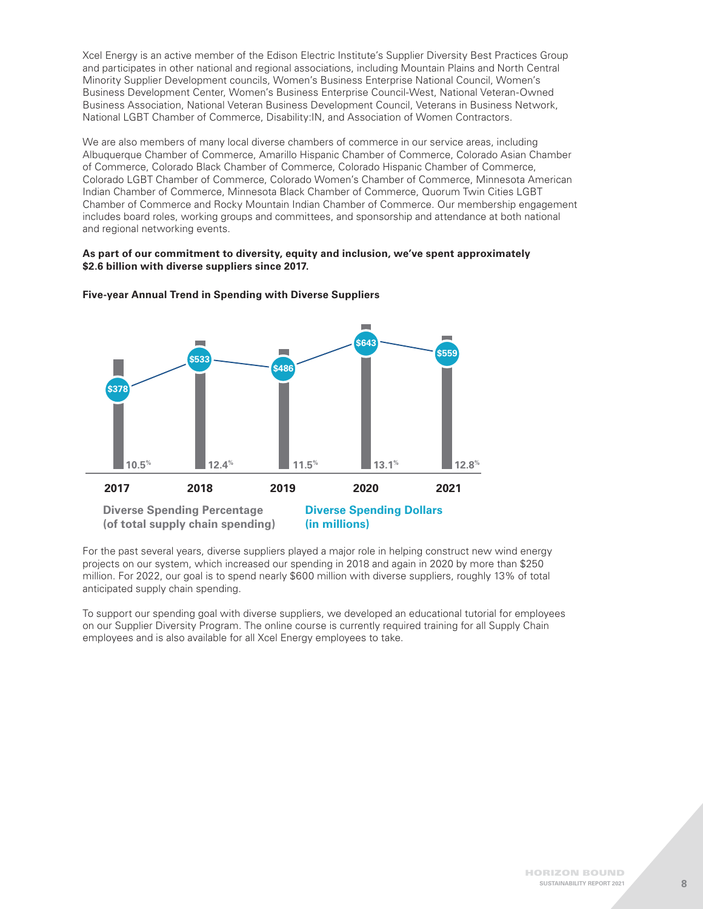Xcel Energy is an active member of the Edison Electric Institute's Supplier Diversity Best Practices Group and participates in other national and regional associations, including Mountain Plains and North Central Minority Supplier Development councils, Women's Business Enterprise National Council, Women's Business Development Center, Women's Business Enterprise Council-West, National Veteran-Owned Business Association, National Veteran Business Development Council, Veterans in Business Network, National LGBT Chamber of Commerce, Disability:IN, and Association of Women Contractors.

We are also members of many local diverse chambers of commerce in our service areas, including Albuquerque Chamber of Commerce, Amarillo Hispanic Chamber of Commerce, Colorado Asian Chamber of Commerce, Colorado Black Chamber of Commerce, Colorado Hispanic Chamber of Commerce, Colorado LGBT Chamber of Commerce, Colorado Women's Chamber of Commerce, Minnesota American Indian Chamber of Commerce, Minnesota Black Chamber of Commerce, Quorum Twin Cities LGBT Chamber of Commerce and Rocky Mountain Indian Chamber of Commerce. Our membership engagement includes board roles, working groups and committees, and sponsorship and attendance at both national and regional networking events.

**As part of our commitment to diversity, equity and inclusion, we've spent approximately $2.6 billion with diverse suppliers since 2017.**

**Five-year Annual Trend in Spending with Diverse Suppliers**

| Year | Diverse Spending Percentage (of total supply chain spending) | Diverse Spending Dollars (in millions) |
|---|---|---|
| 2017 | 10.5% | $378 |
| 2018 | 12.4% | $533 |
| 2019 | 11.5% | $486 |
| 2020 | 13.1% | $643 |
| 2021 | 12.8% | $559 |

For the past several years, diverse suppliers played a major role in helping construct new wind energy projects on our system, which increased our spending in 2018 and again in 2020 by more than $250 million. For 2022, our goal is to spend nearly $600 million with diverse suppliers, roughly 13% of total anticipated supply chain spending.

To support our spending goal with diverse suppliers, we developed an educational tutorial for employees on our Supplier Diversity Program. The online course is currently required training for all Supply Chain employees and is also available for all Xcel Energy employees to take.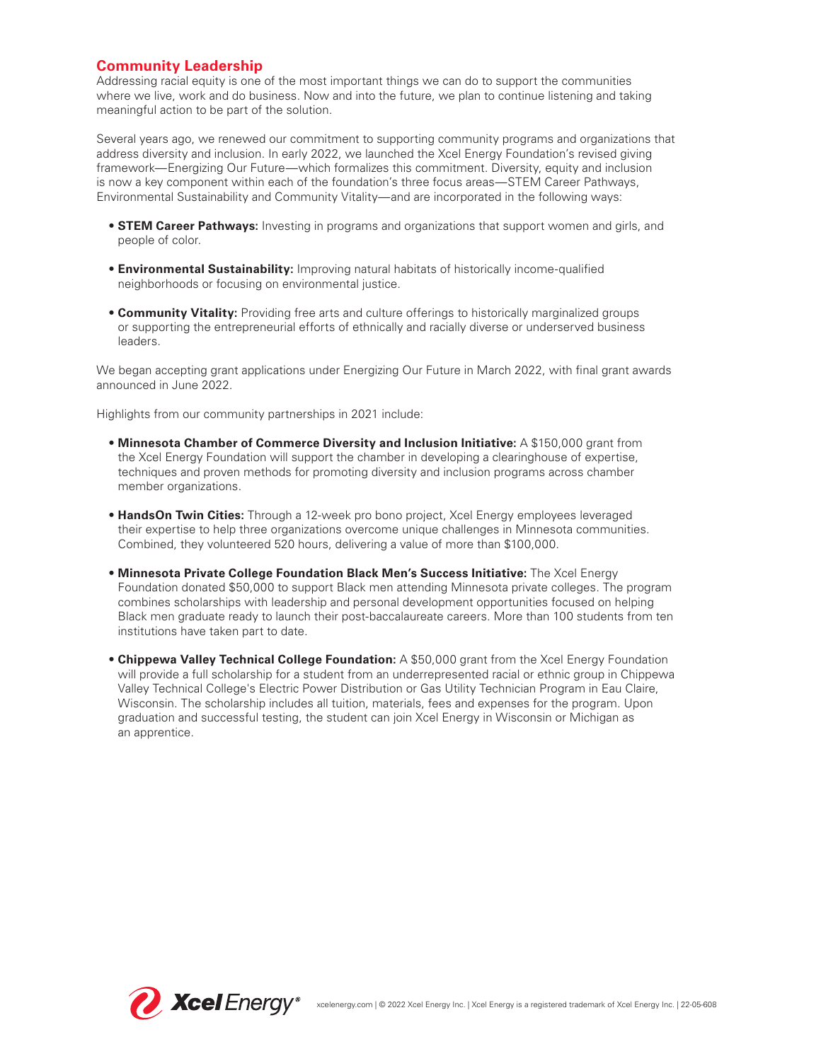## Community Leadership

Addressing racial equity is one of the most important things we can do to support the communities where we live, work and do business. Now and into the future, we plan to continue listening and taking meaningful action to be part of the solution.

Several years ago, we renewed our commitment to supporting community programs and organizations that address diversity and inclusion. In early 2022, we launched the Xcel Energy Foundation's revised giving framework—Energizing Our Future—which formalizes this commitment. Diversity, equity and inclusion is now a key component within each of the foundation's three focus areas—STEM Career Pathways, Environmental Sustainability and Community Vitality—and are incorporated in the following ways:

- **STEM Career Pathways:** Investing in programs and organizations that support women and girls, and people of color.
- **Environmental Sustainability:** Improving natural habitats of historically income-qualified neighborhoods or focusing on environmental justice.
- **Community Vitality:** Providing free arts and culture offerings to historically marginalized groups or supporting the entrepreneurial efforts of ethnically and racially diverse or underserved business leaders.

We began accepting grant applications under Energizing Our Future in March 2022, with final grant awards announced in June 2022.

Highlights from our community partnerships in 2021 include:

- **Minnesota Chamber of Commerce Diversity and Inclusion Initiative:** A $150,000 grant from the Xcel Energy Foundation will support the chamber in developing a clearinghouse of expertise, techniques and proven methods for promoting diversity and inclusion programs across chamber member organizations.
- **HandsOn Twin Cities:** Through a 12-week pro bono project, Xcel Energy employees leveraged their expertise to help three organizations overcome unique challenges in Minnesota communities. Combined, they volunteered 520 hours, delivering a value of more than $100,000.
- **Minnesota Private College Foundation Black Men's Success Initiative:** The Xcel Energy Foundation donated $50,000 to support Black men attending Minnesota private colleges. The program combines scholarships with leadership and personal development opportunities focused on helping Black men graduate ready to launch their post-baccalaureate careers. More than 100 students from ten institutions have taken part to date.
- **Chippewa Valley Technical College Foundation:** A $50,000 grant from the Xcel Energy Foundation will provide a full scholarship for a student from an underrepresented racial or ethnic group in Chippewa Valley Technical College's Electric Power Distribution or Gas Utility Technician Program in Eau Claire, Wisconsin. The scholarship includes all tuition, materials, fees and expenses for the program. Upon graduation and successful testing, the student can join Xcel Energy in Wisconsin or Michigan as an apprentice.